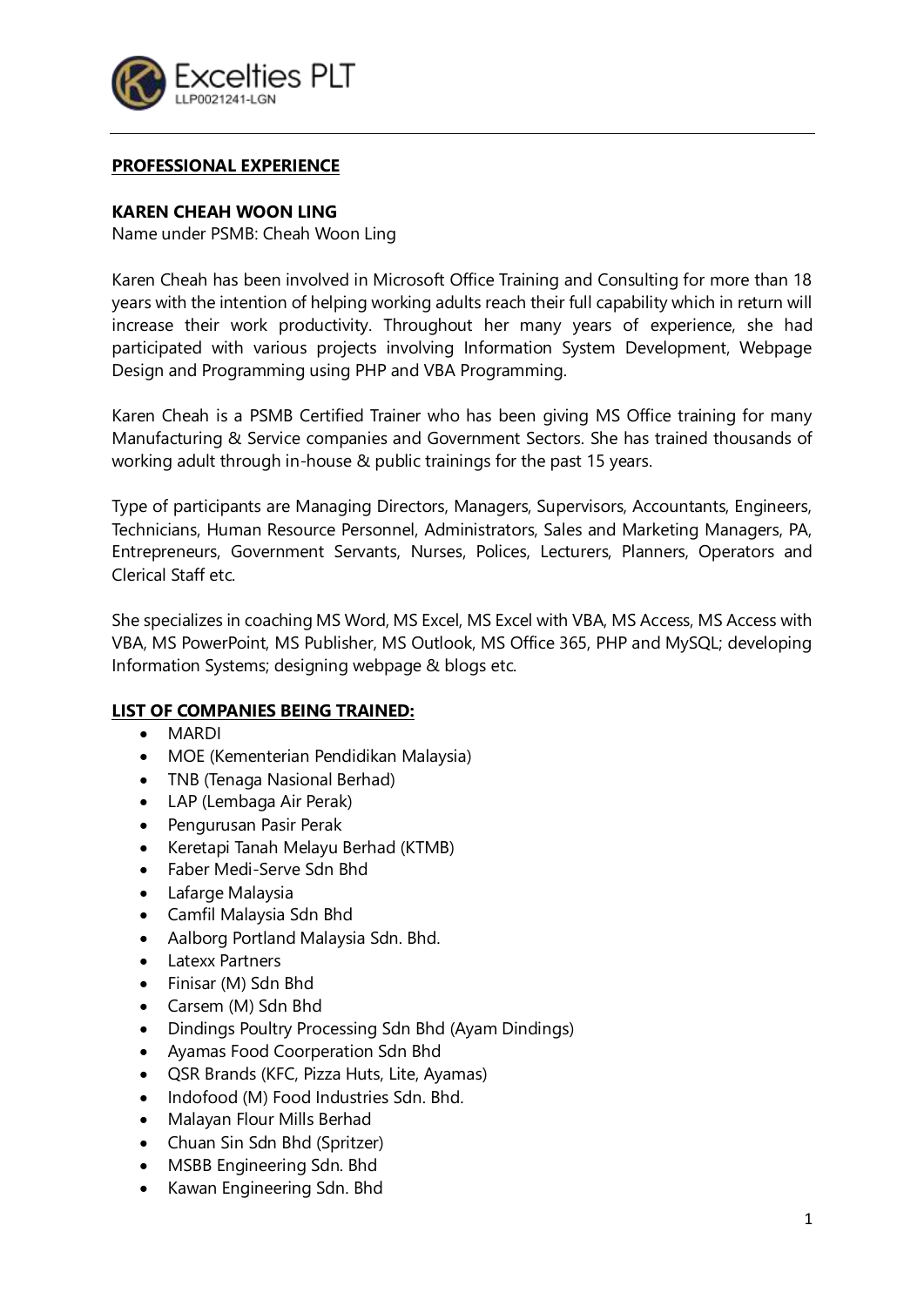Exceltiies PLT
LLP0021241-LGN

## PROFESSIONAL EXPERIENCE

**KAREN CHEAH WOON LING**
Name under PSMB: Cheah Woon Ling

Karen Cheah has been involved in Microsoft Office Training and Consulting for more than 18 years with the intention of helping working adults reach their full capability which in return will increase their work productivity. Throughout her many years of experience, she had participated with various projects involving Information System Development, Webpage Design and Programming using PHP and VBA Programming.

Karen Cheah is a PSMB Certified Trainer who has been giving MS Office training for many Manufacturing & Service companies and Government Sectors. She has trained thousands of working adult through in-house & public trainings for the past 15 years.

Type of participants are Managing Directors, Managers, Supervisors, Accountants, Engineers, Technicians, Human Resource Personnel, Administrators, Sales and Marketing Managers, PA, Entrepreneurs, Government Servants, Nurses, Polices, Lecturers, Planners, Operators and Clerical Staff etc.

She specializes in coaching MS Word, MS Excel, MS Excel with VBA, MS Access, MS Access with VBA, MS PowerPoint, MS Publisher, MS Outlook, MS Office 365, PHP and MySQL; developing Information Systems; designing webpage & blogs etc.

**LIST OF COMPANIES BEING TRAINED:**

- MARDI
- MOE (Kementerian Pendidikan Malaysia)
- TNB (Tenaga Nasional Berhad)
- LAP (Lembaga Air Perak)
- Pengurusan Pasir Perak
- Keretapi Tanah Melayu Berhad (KTMB)
- Faber Medi-Serve Sdn Bhd
- Lafarge Malaysia
- Camfil Malaysia Sdn Bhd
- Aalborg Portland Malaysia Sdn. Bhd.
- Latexx Partners
- Finisar (M) Sdn Bhd
- Carsem (M) Sdn Bhd
- Dindings Poultry Processing Sdn Bhd (Ayam Dindings)
- Ayamas Food Coorperation Sdn Bhd
- QSR Brands (KFC, Pizza Huts, Lite, Ayamas)
- Indofood (M) Food Industries Sdn. Bhd.
- Malayan Flour Mills Berhad
- Chuan Sin Sdn Bhd (Spritzer)
- MSBB Engineering Sdn. Bhd
- Kawan Engineering Sdn. Bhd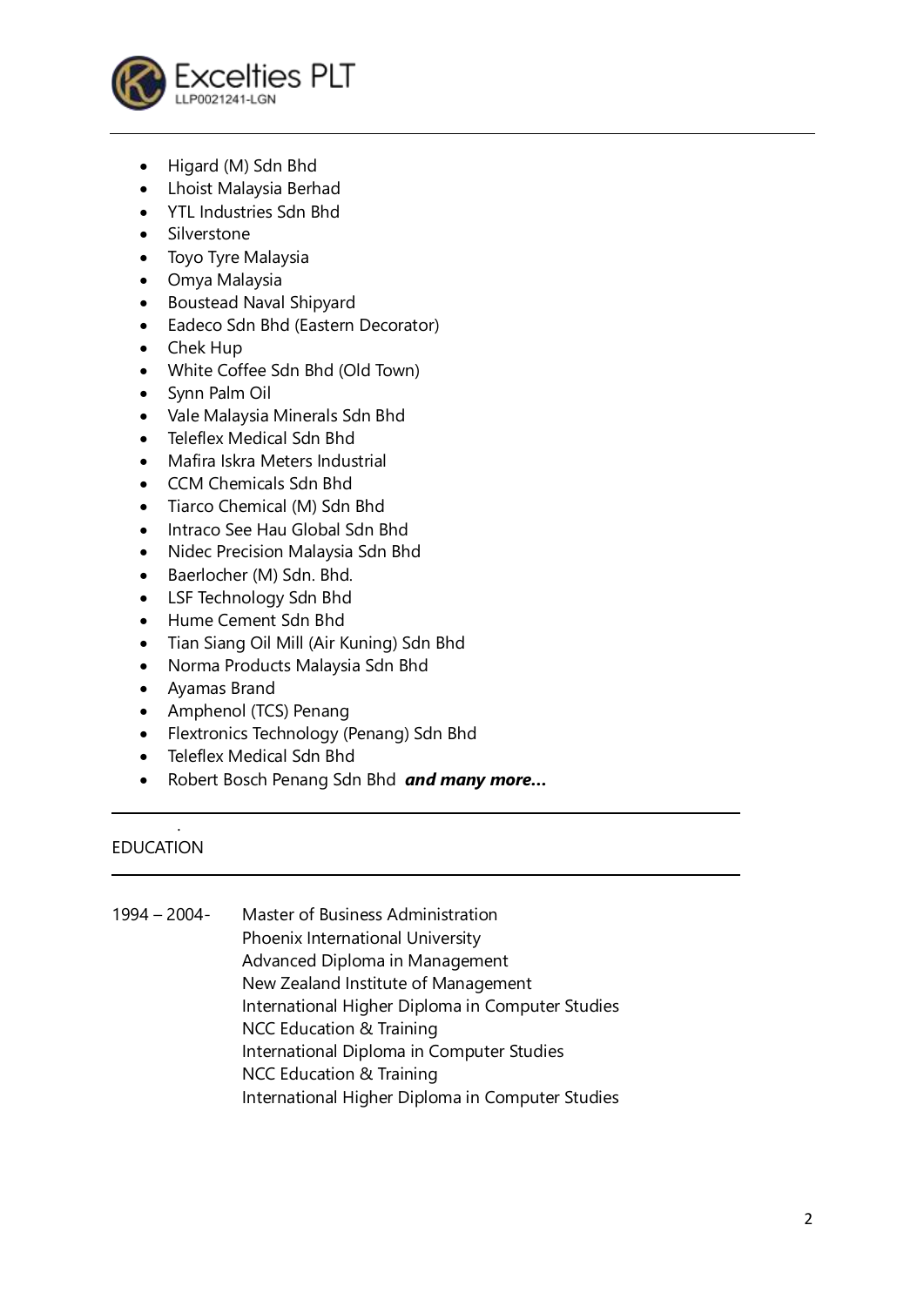- Higard (M) Sdn Bhd
- Lhoist Malaysia Berhad
- YTL Industries Sdn Bhd
- Silverstone
- Toyo Tyre Malaysia
- Omya Malaysia
- Boustead Naval Shipyard
- Eadeco Sdn Bhd (Eastern Decorator)
- Chek Hup
- White Coffee Sdn Bhd (Old Town)
- Synn Palm Oil
- Vale Malaysia Minerals Sdn Bhd
- Teleflex Medical Sdn Bhd
- Mafira Iskra Meters Industrial
- CCM Chemicals Sdn Bhd
- Tiarco Chemical (M) Sdn Bhd
- Intraco See Hau Global Sdn Bhd
- Nidec Precision Malaysia Sdn Bhd
- Baerlocher (M) Sdn. Bhd.
- LSF Technology Sdn Bhd
- Hume Cement Sdn Bhd
- Tian Siang Oil Mill (Air Kuning) Sdn Bhd
- Norma Products Malaysia Sdn Bhd
- Ayamas Brand
- Amphenol (TCS) Penang
- Flextronics Technology (Penang) Sdn Bhd
- Teleflex Medical Sdn Bhd
- Robert Bosch Penang Sdn Bhd ***and many more…***

## EDUCATION

1994 – 2004-

Master of Business Administration
Phoenix International University
Advanced Diploma in Management
New Zealand Institute of Management
International Higher Diploma in Computer Studies
NCC Education & Training
International Diploma in Computer Studies
NCC Education & Training
International Higher Diploma in Computer Studies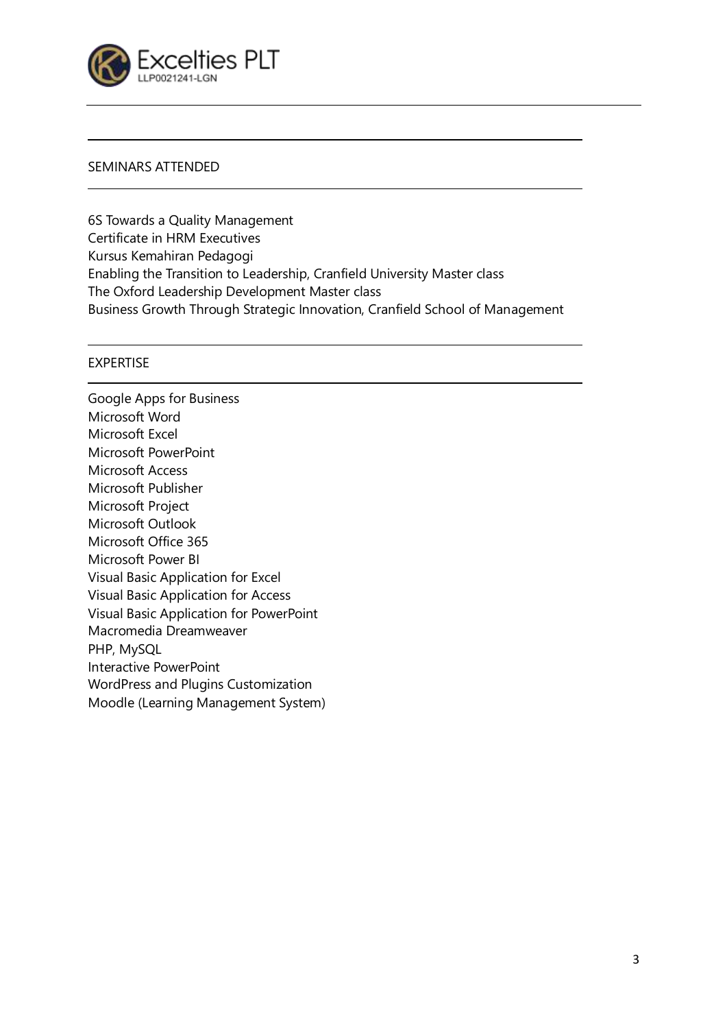## SEMINARS ATTENDED

6S Towards a Quality Management
Certificate in HRM Executives
Kursus Kemahiran Pedagogi
Enabling the Transition to Leadership, Cranfield University Master class
The Oxford Leadership Development Master class
Business Growth Through Strategic Innovation, Cranfield School of Management

## EXPERTISE

Google Apps for Business
Microsoft Word
Microsoft Excel
Microsoft PowerPoint
Microsoft Access
Microsoft Publisher
Microsoft Project
Microsoft Outlook
Microsoft Office 365
Microsoft Power BI
Visual Basic Application for Excel
Visual Basic Application for Access
Visual Basic Application for PowerPoint
Macromedia Dreamweaver
PHP, MySQL
Interactive PowerPoint
WordPress and Plugins Customization
Moodle (Learning Management System)